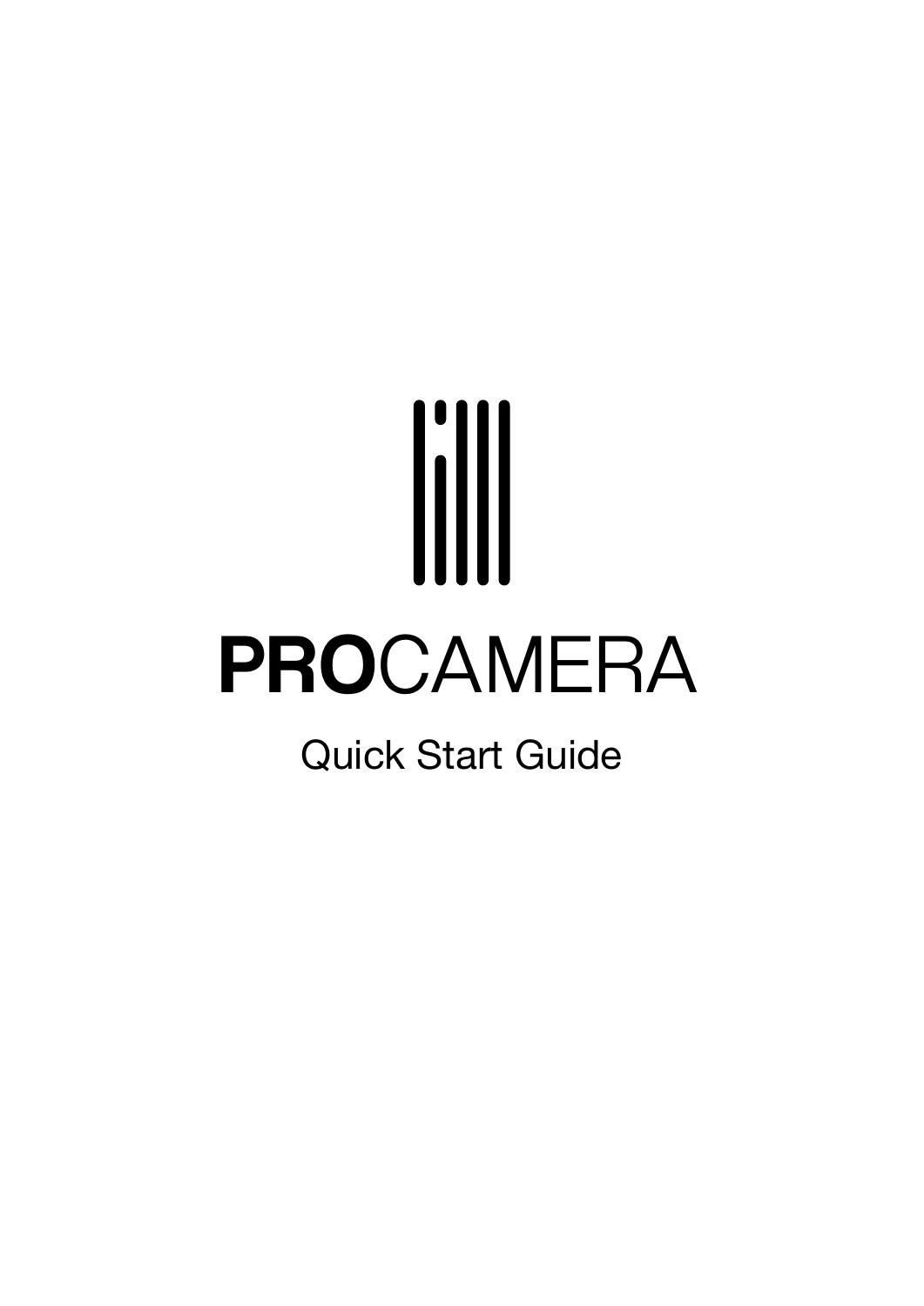# **PRO**CAMERA

Quick Start Guide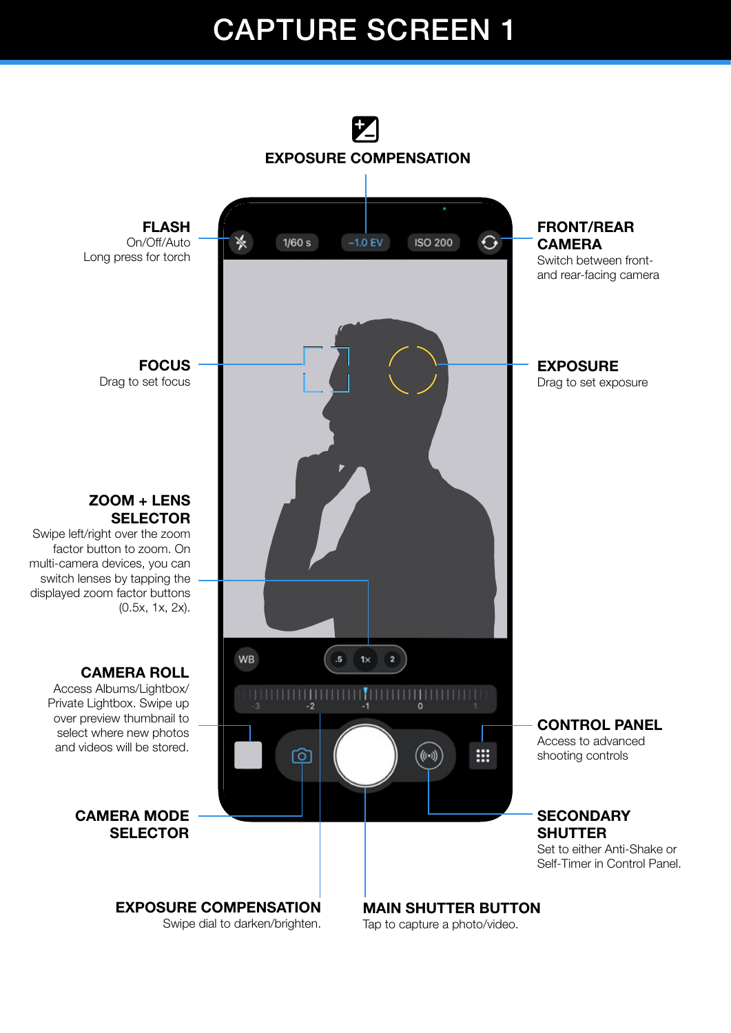# CAPTURE SCREEN 1

**EXPOSURE COMPENSATION**

**FLASH**
On/Off/Auto
Long press for torch

**FRONT/REAR CAMERA**
Switch between front- and rear-facing camera

**FOCUS**
Drag to set focus

**EXPOSURE**
Drag to set exposure

**ZOOM + LENS SELECTOR**
Swipe left/right over the zoom factor button to zoom. On multi-camera devices, you can switch lenses by tapping the displayed zoom factor buttons (0.5x, 1x, 2x).

**CAMERA ROLL**
Access Albums/Lightbox/Private Lightbox. Swipe up over preview thumbnail to select where new photos and videos will be stored.

**CONTROL PANEL**
Access to advanced shooting controls

**CAMERA MODE SELECTOR**

**SECONDARY SHUTTER**
Set to either Anti-Shake or Self-Timer in Control Panel.

**EXPOSURE COMPENSATION**
Swipe dial to darken/brighten.

**MAIN SHUTTER BUTTON**
Tap to capture a photo/video.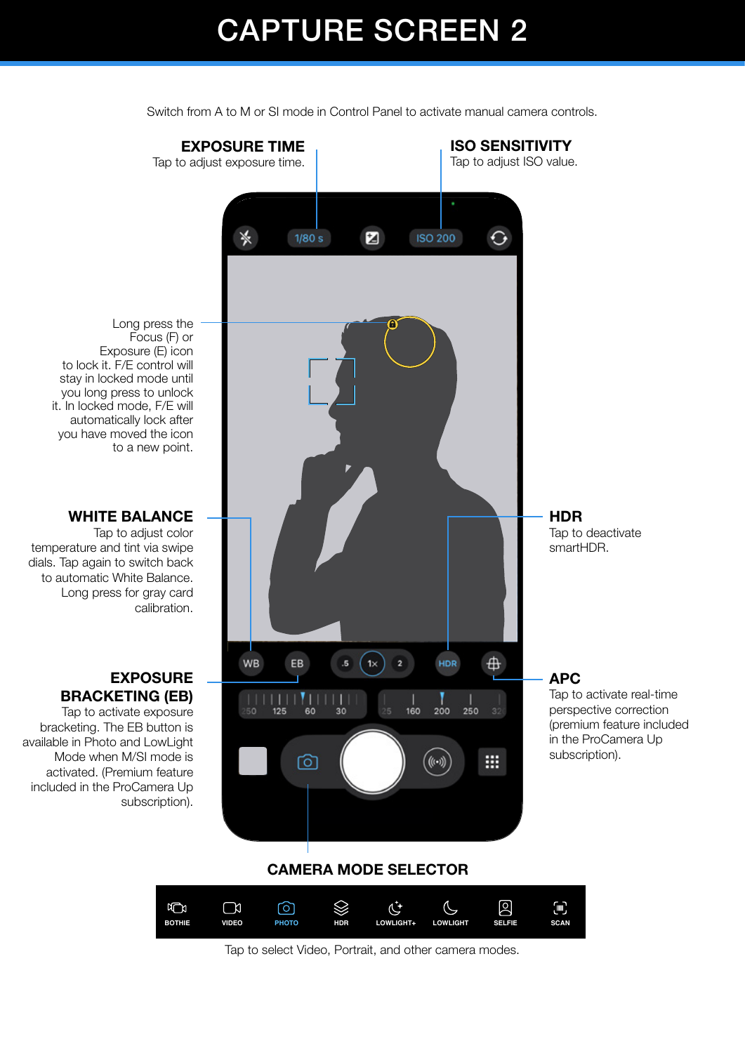# CAPTURE SCREEN 2

Switch from A to M or SI mode in Control Panel to activate manual camera controls.

**EXPOSURE TIME**
Tap to adjust exposure time.

**ISO SENSITIVITY**
Tap to adjust ISO value.

Long press the Focus (F) or Exposure (E) icon to lock it. F/E control will stay in locked mode until you long press to unlock it. In locked mode, F/E will automatically lock after you have moved the icon to a new point.

**WHITE BALANCE**
Tap to adjust color temperature and tint via swipe dials. Tap again to switch back to automatic White Balance. Long press for gray card calibration.

**HDR**
Tap to deactivate smartHDR.

**EXPOSURE BRACKETING (EB)**
Tap to activate exposure bracketing. The EB button is available in Photo and LowLight Mode when M/SI mode is activated. (Premium feature included in the ProCamera Up subscription).

**APC**
Tap to activate real-time perspective correction (premium feature included in the ProCamera Up subscription).

**CAMERA MODE SELECTOR**

BOTHIE | VIDEO | PHOTO | HDR | LOWLIGHT+ | LOWLIGHT | SELFIE | SCAN

Tap to select Video, Portrait, and other camera modes.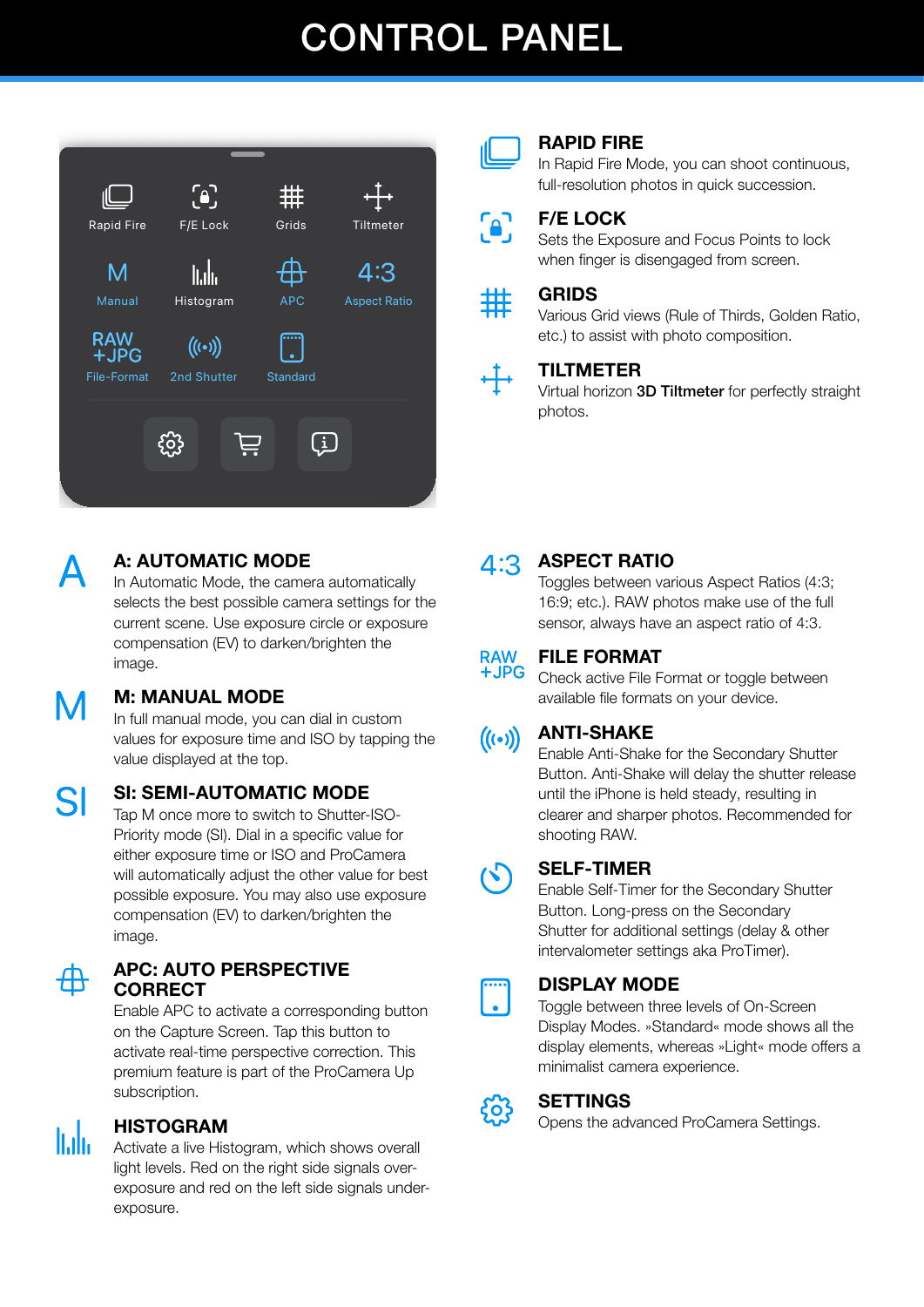# CONTROL PANEL

Rapid Fire | F/E Lock | Grids | Tiltmeter
Manual | Histogram | APC | Aspect Ratio
File-Format | 2nd Shutter | Standard

### RAPID FIRE

In Rapid Fire Mode, you can shoot continuous, full-resolution photos in quick succession.

### F/E LOCK

Sets the Exposure and Focus Points to lock when finger is disengaged from screen.

### GRIDS

Various Grid views (Rule of Thirds, Golden Ratio, etc.) to assist with photo composition.

### TILTMETER

Virtual horizon **3D Tiltmeter** for perfectly straight photos.

### A: AUTOMATIC MODE

In Automatic Mode, the camera automatically selects the best possible camera settings for the current scene. Use exposure circle or exposure compensation (EV) to darken/brighten the image.

### M: MANUAL MODE

In full manual mode, you can dial in custom values for exposure time and ISO by tapping the value displayed at the top.

### SI: SEMI-AUTOMATIC MODE

Tap M once more to switch to Shutter-ISO-Priority mode (SI). Dial in a specific value for either exposure time or ISO and ProCamera will automatically adjust the other value for best possible exposure. You may also use exposure compensation (EV) to darken/brighten the image.

### APC: AUTO PERSPECTIVE CORRECT

Enable APC to activate a corresponding button on the Capture Screen. Tap this button to activate real-time perspective correction. This premium feature is part of the ProCamera Up subscription.

### HISTOGRAM

Activate a live Histogram, which shows overall light levels. Red on the right side signals over-exposure and red on the left side signals under-exposure.

### ASPECT RATIO

Toggles between various Aspect Ratios (4:3; 16:9; etc.). RAW photos make use of the full sensor, always have an aspect ratio of 4:3.

### FILE FORMAT

Check active File Format or toggle between available file formats on your device.

### ANTI-SHAKE

Enable Anti-Shake for the Secondary Shutter Button. Anti-Shake will delay the shutter release until the iPhone is held steady, resulting in clearer and sharper photos. Recommended for shooting RAW.

### SELF-TIMER

Enable Self-Timer for the Secondary Shutter Button. Long-press on the Secondary Shutter for additional settings (delay & other intervalometer settings aka ProTimer).

### DISPLAY MODE

Toggle between three levels of On-Screen Display Modes. »Standard« mode shows all the display elements, whereas »Light« mode offers a minimalist camera experience.

### SETTINGS

Opens the advanced ProCamera Settings.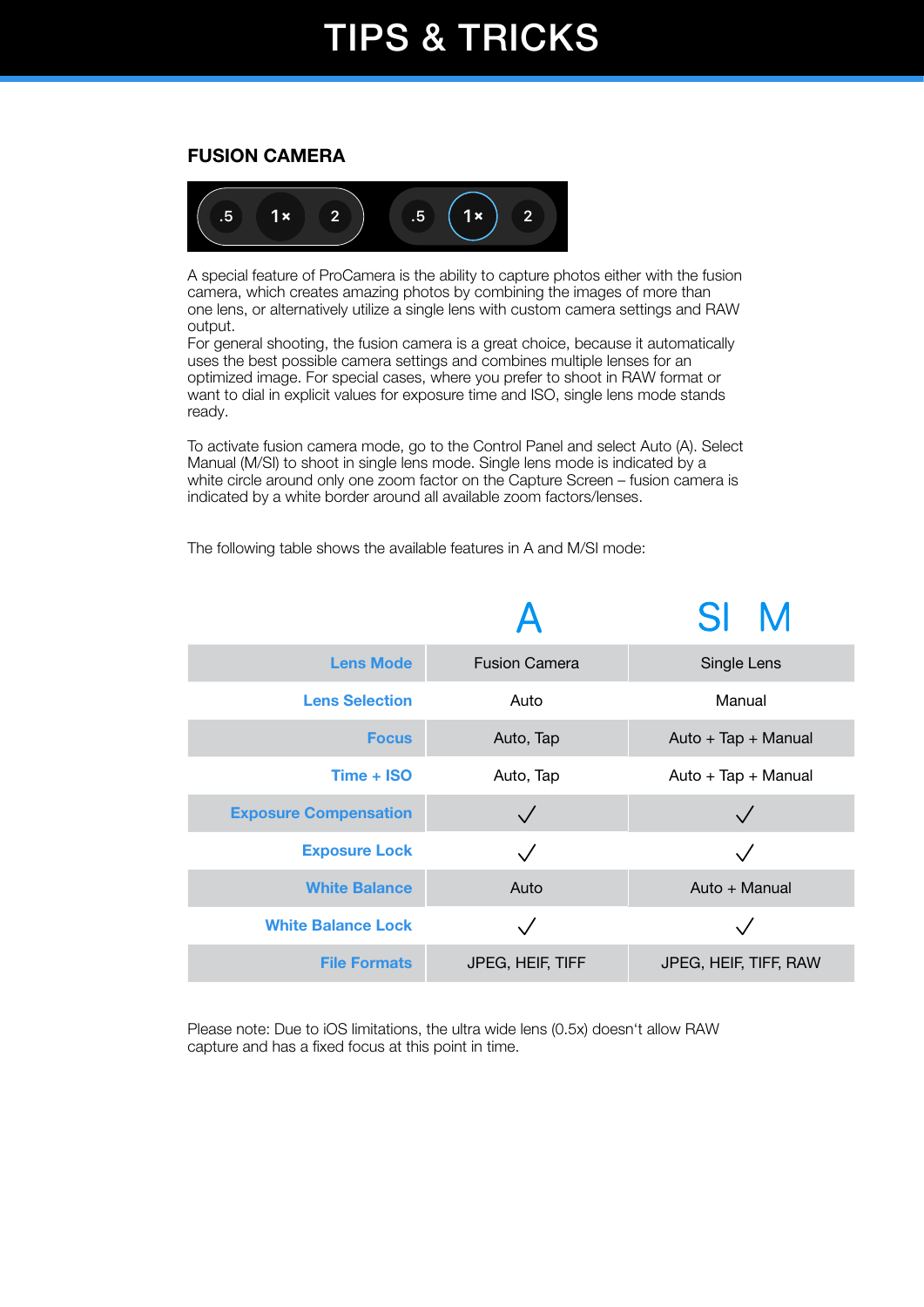# TIPS & TRICKS

## FUSION CAMERA

A special feature of ProCamera is the ability to capture photos either with the fusion camera, which creates amazing photos by combining the images of more than one lens, or alternatively utilize a single lens with custom camera settings and RAW output.
For general shooting, the fusion camera is a great choice, because it automatically uses the best possible camera settings and combines multiple lenses for an optimized image. For special cases, where you prefer to shoot in RAW format or want to dial in explicit values for exposure time and ISO, single lens mode stands ready.

To activate fusion camera mode, go to the Control Panel and select Auto (A). Select Manual (M/SI) to shoot in single lens mode. Single lens mode is indicated by a white circle around only one zoom factor on the Capture Screen – fusion camera is indicated by a white border around all available zoom factors/lenses.

The following table shows the available features in A and M/SI mode:

| | A | SI M |
|---|---|---|
| **Lens Mode** | Fusion Camera | Single Lens |
| **Lens Selection** | Auto | Manual |
| **Focus** | Auto, Tap | Auto + Tap + Manual |
| **Time + ISO** | Auto, Tap | Auto + Tap + Manual |
| **Exposure Compensation** | ✓ | ✓ |
| **Exposure Lock** | ✓ | ✓ |
| **White Balance** | Auto | Auto + Manual |
| **White Balance Lock** | ✓ | ✓ |
| **File Formats** | JPEG, HEIF, TIFF | JPEG, HEIF, TIFF, RAW |

Please note: Due to iOS limitations, the ultra wide lens (0.5x) doesn't allow RAW capture and has a fixed focus at this point in time.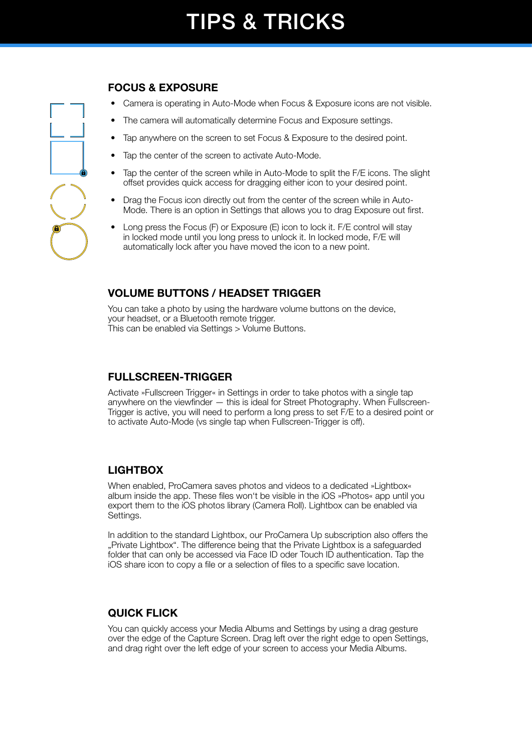# TIPS & TRICKS

## FOCUS & EXPOSURE

- Camera is operating in Auto-Mode when Focus & Exposure icons are not visible.
- The camera will automatically determine Focus and Exposure settings.
- Tap anywhere on the screen to set Focus & Exposure to the desired point.
- Tap the center of the screen to activate Auto-Mode.
- Tap the center of the screen while in Auto-Mode to split the F/E icons. The slight offset provides quick access for dragging either icon to your desired point.
- Drag the Focus icon directly out from the center of the screen while in Auto-Mode. There is an option in Settings that allows you to drag Exposure out first.
- Long press the Focus (F) or Exposure (E) icon to lock it. F/E control will stay in locked mode until you long press to unlock it. In locked mode, F/E will automatically lock after you have moved the icon to a new point.

## VOLUME BUTTONS / HEADSET TRIGGER

You can take a photo by using the hardware volume buttons on the device, your headset, or a Bluetooth remote trigger.
This can be enabled via Settings > Volume Buttons.

## FULLSCREEN-TRIGGER

Activate »Fullscreen Trigger« in Settings in order to take photos with a single tap anywhere on the viewfinder — this is ideal for Street Photography. When Fullscreen-Trigger is active, you will need to perform a long press to set F/E to a desired point or to activate Auto-Mode (vs single tap when Fullscreen-Trigger is off).

## LIGHTBOX

When enabled, ProCamera saves photos and videos to a dedicated »Lightbox« album inside the app. These files won't be visible in the iOS »Photos« app until you export them to the iOS photos library (Camera Roll). Lightbox can be enabled via Settings.

In addition to the standard Lightbox, our ProCamera Up subscription also offers the „Private Lightbox". The difference being that the Private Lightbox is a safeguarded folder that can only be accessed via Face ID oder Touch ID authentication. Tap the iOS share icon to copy a file or a selection of files to a specific save location.

## QUICK FLICK

You can quickly access your Media Albums and Settings by using a drag gesture over the edge of the Capture Screen. Drag left over the right edge to open Settings, and drag right over the left edge of your screen to access your Media Albums.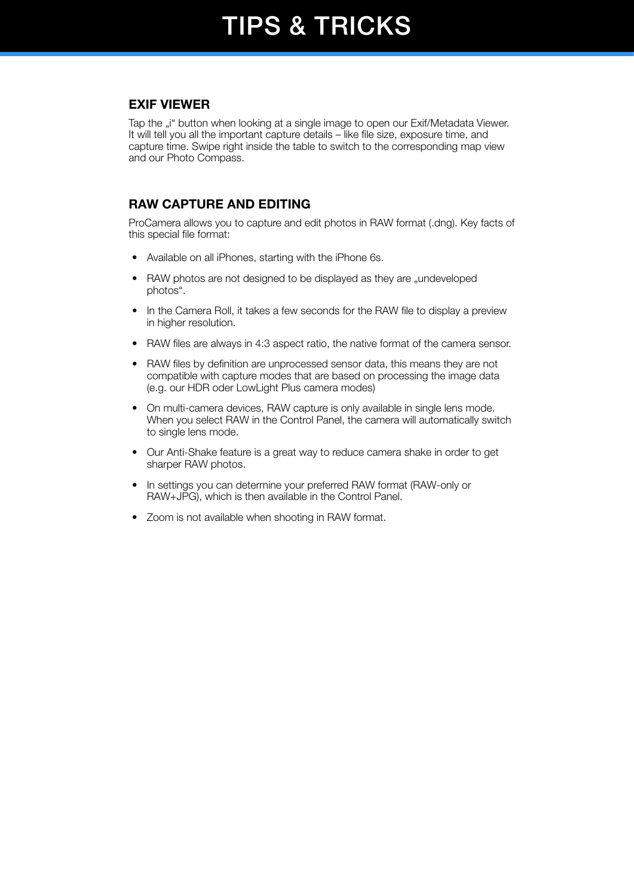# TIPS & TRICKS

## EXIF VIEWER

Tap the „i“ button when looking at a single image to open our Exif/Metadata Viewer. It will tell you all the important capture details – like file size, exposure time, and capture time. Swipe right inside the table to switch to the corresponding map view and our Photo Compass.

## RAW CAPTURE AND EDITING

ProCamera allows you to capture and edit photos in RAW format (.dng). Key facts of this special file format:

- Available on all iPhones, starting with the iPhone 6s.
- RAW photos are not designed to be displayed as they are „undeveloped photos“.
- In the Camera Roll, it takes a few seconds for the RAW file to display a preview in higher resolution.
- RAW files are always in 4:3 aspect ratio, the native format of the camera sensor.
- RAW files by definition are unprocessed sensor data, this means they are not compatible with capture modes that are based on processing the image data (e.g. our HDR oder LowLight Plus camera modes)
- On multi-camera devices, RAW capture is only available in single lens mode. When you select RAW in the Control Panel, the camera will automatically switch to single lens mode.
- Our Anti-Shake feature is a great way to reduce camera shake in order to get sharper RAW photos.
- In settings you can determine your preferred RAW format (RAW-only or RAW+JPG), which is then available in the Control Panel.
- Zoom is not available when shooting in RAW format.